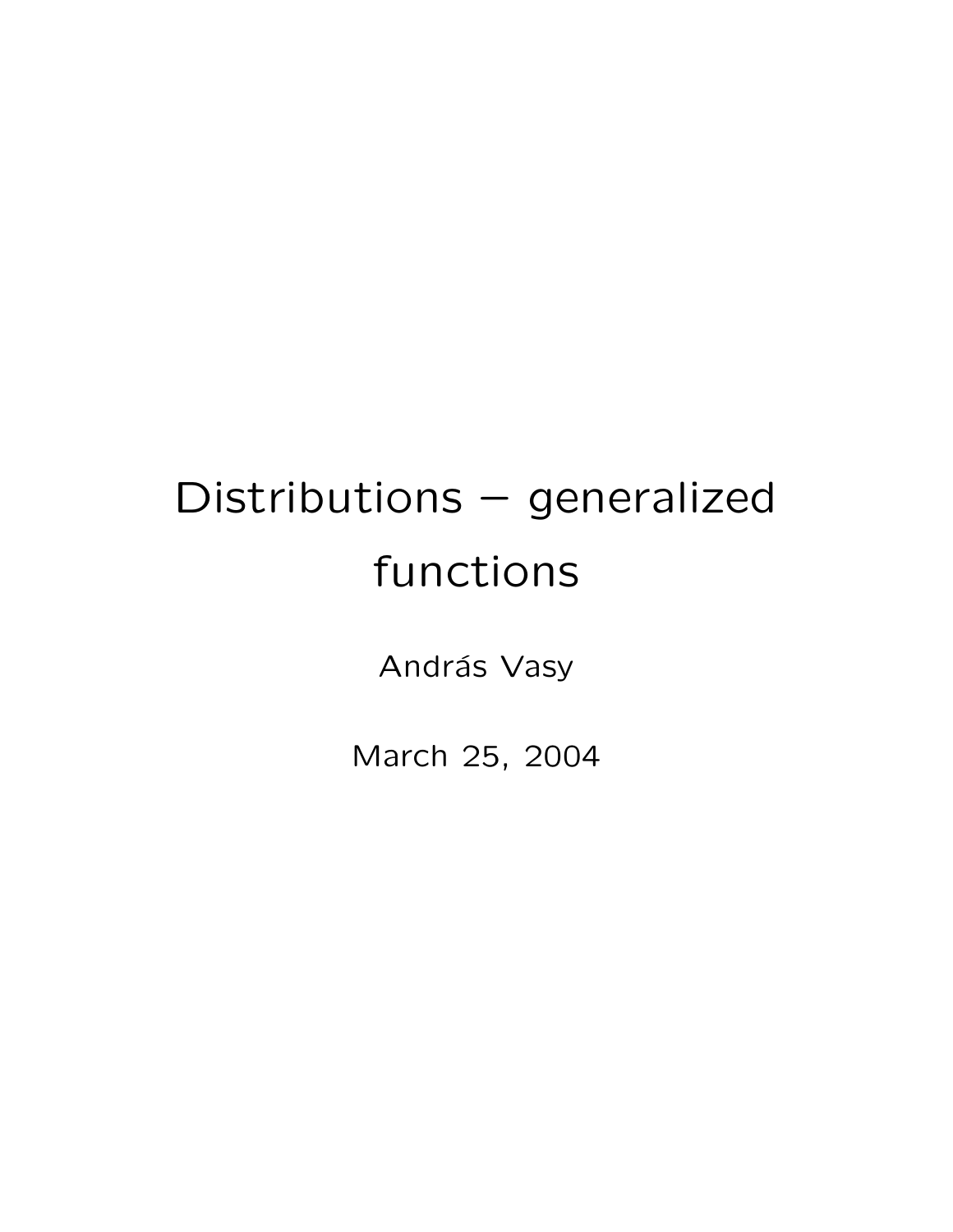# Distributions – generalized functions

András Vasy

March 25, 2004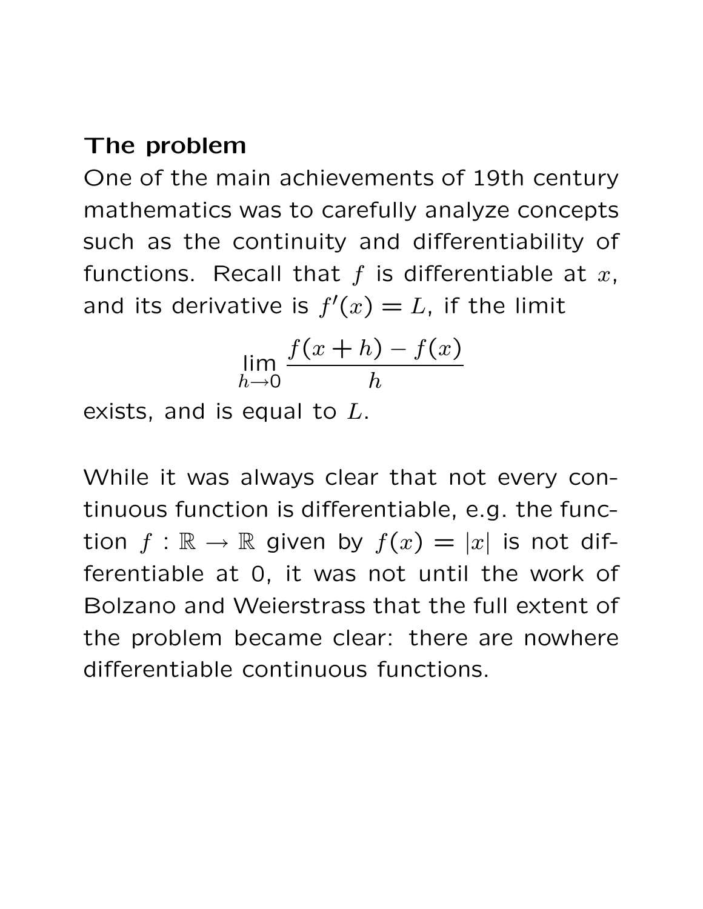**The problem**

One of the main achievements of 19th century mathematics was to carefully analyze concepts such as the continuity and differentiability of functions. Recall that $f$ is differentiable at $x$, and its derivative is $f'(x) = L$, if the limit

$$\lim_{h \to 0} \frac{f(x+h) - f(x)}{h}$$

exists, and is equal to $L$.

While it was always clear that not every continuous function is differentiable, e.g. the function $f : \mathbb{R} \to \mathbb{R}$ given by $f(x) = |x|$ is not differentiable at 0, it was not until the work of Bolzano and Weierstrass that the full extent of the problem became clear: there are nowhere differentiable continuous functions.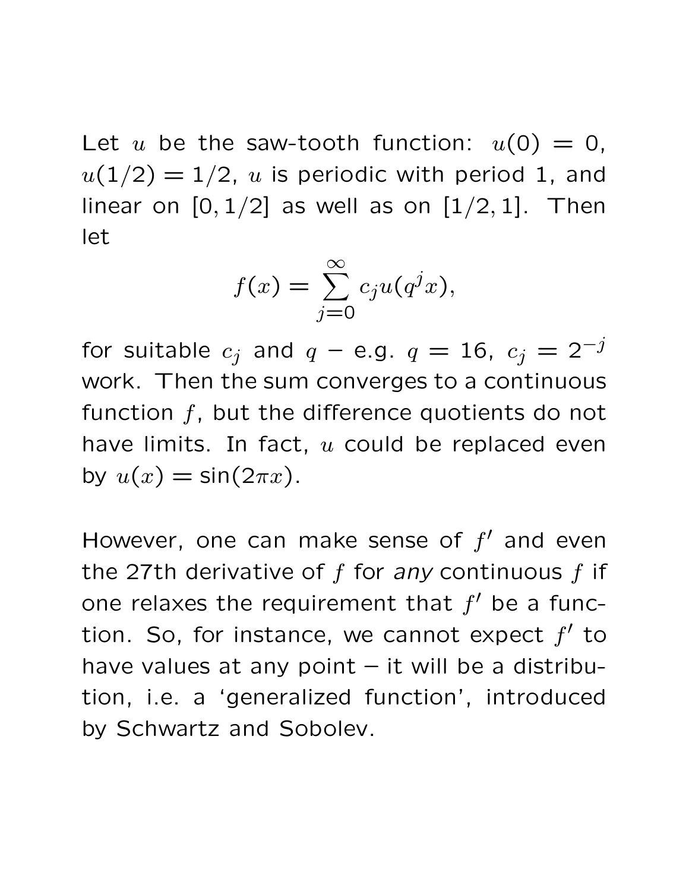Let $u$ be the saw-tooth function: $u(0) = 0$, $u(1/2) = 1/2$, $u$ is periodic with period 1, and linear on $[0, 1/2]$ as well as on $[1/2, 1]$. Then let

$$f(x) = \sum_{j=0}^{\infty} c_j u(q^j x),$$

for suitable $c_j$ and $q$ – e.g. $q = 16$, $c_j = 2^{-j}$ work. Then the sum converges to a continuous function $f$, but the difference quotients do not have limits. In fact, $u$ could be replaced even by $u(x) = \sin(2\pi x)$.

However, one can make sense of $f'$ and even the 27th derivative of $f$ for *any* continuous $f$ if one relaxes the requirement that $f'$ be a function. So, for instance, we cannot expect $f'$ to have values at any point – it will be a distribution, i.e. a 'generalized function', introduced by Schwartz and Sobolev.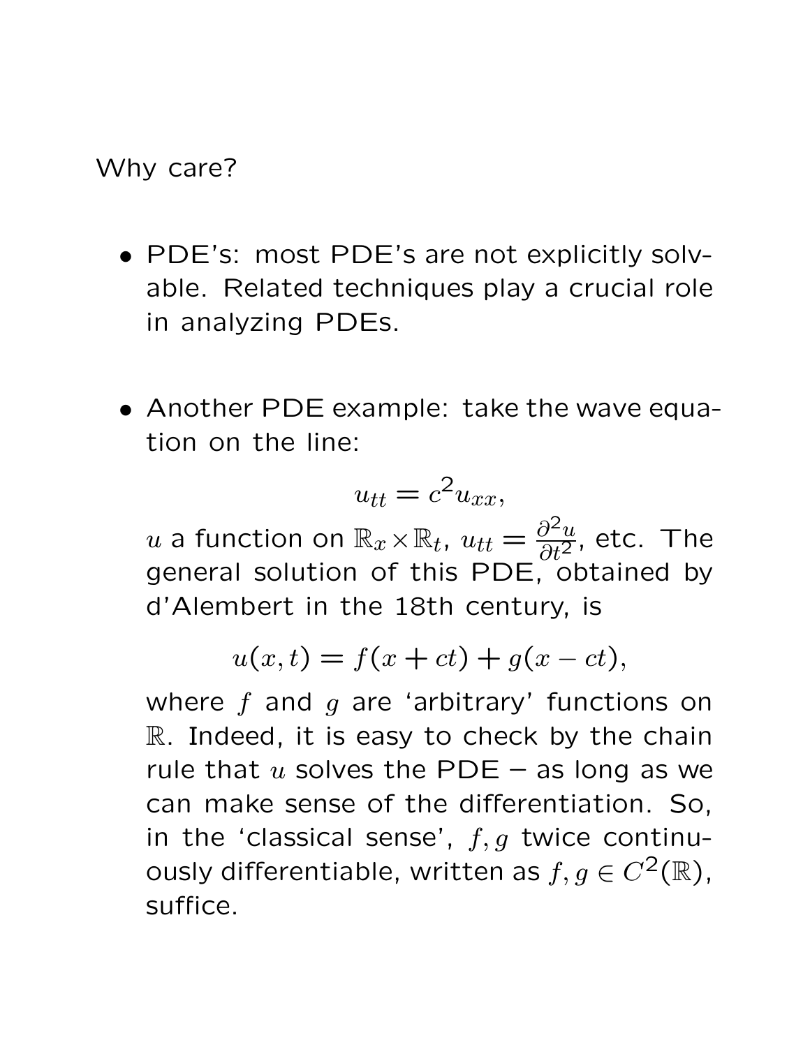Why care?

- PDE's: most PDE's are not explicitly solvable. Related techniques play a crucial role in analyzing PDEs.

- Another PDE example: take the wave equation on the line:

  $$u_{tt} = c^2 u_{xx},$$

  $u$ a function on $\mathbb{R}_x \times \mathbb{R}_t$, $u_{tt} = \frac{\partial^2 u}{\partial t^2}$, etc. The general solution of this PDE, obtained by d'Alembert in the 18th century, is

  $$u(x,t) = f(x+ct) + g(x-ct),$$

  where $f$ and $g$ are 'arbitrary' functions on $\mathbb{R}$. Indeed, it is easy to check by the chain rule that $u$ solves the PDE – as long as we can make sense of the differentiation. So, in the 'classical sense', $f, g$ twice continuously differentiable, written as $f, g \in C^2(\mathbb{R})$, suffice.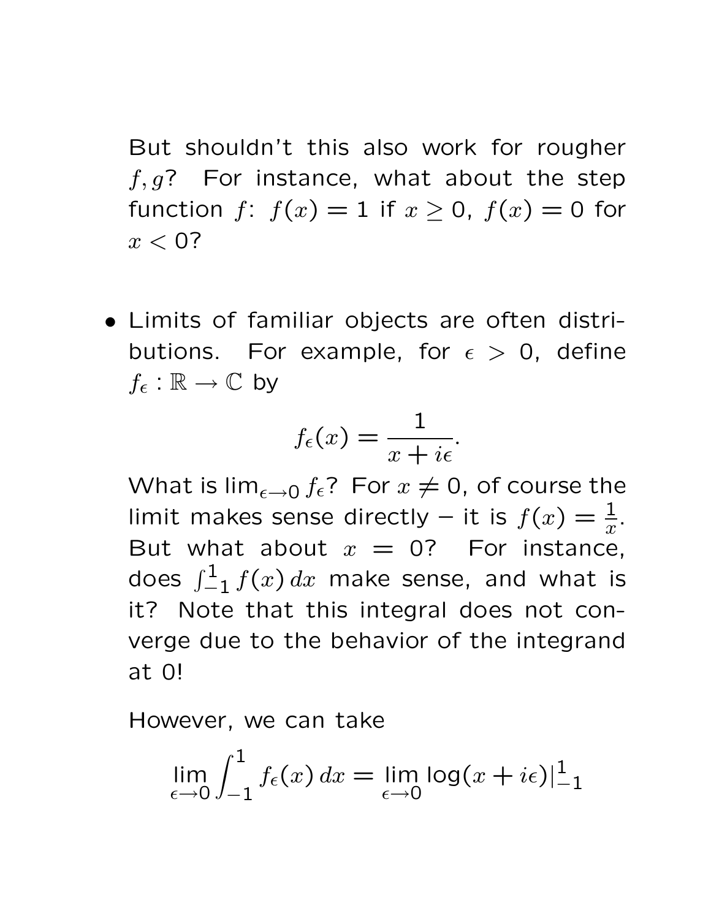But shouldn't this also work for rougher $f, g$? For instance, what about the step function $f$: $f(x) = 1$ if $x \geq 0$, $f(x) = 0$ for $x < 0$?

- Limits of familiar objects are often distributions. For example, for $\epsilon > 0$, define $f_\epsilon : \mathbb{R} \to \mathbb{C}$ by

  $$f_\epsilon(x) = \frac{1}{x + i\epsilon}.$$

  What is $\lim_{\epsilon \to 0} f_\epsilon$? For $x \neq 0$, of course the limit makes sense directly – it is $f(x) = \frac{1}{x}$. But what about $x = 0$? For instance, does $\int_{-1}^{1} f(x)\, dx$ make sense, and what is it? Note that this integral does not converge due to the behavior of the integrand at 0!

  However, we can take

  $$\lim_{\epsilon \to 0} \int_{-1}^{1} f_\epsilon(x)\, dx = \lim_{\epsilon \to 0} \log(x + i\epsilon)|_{-1}^{1}$$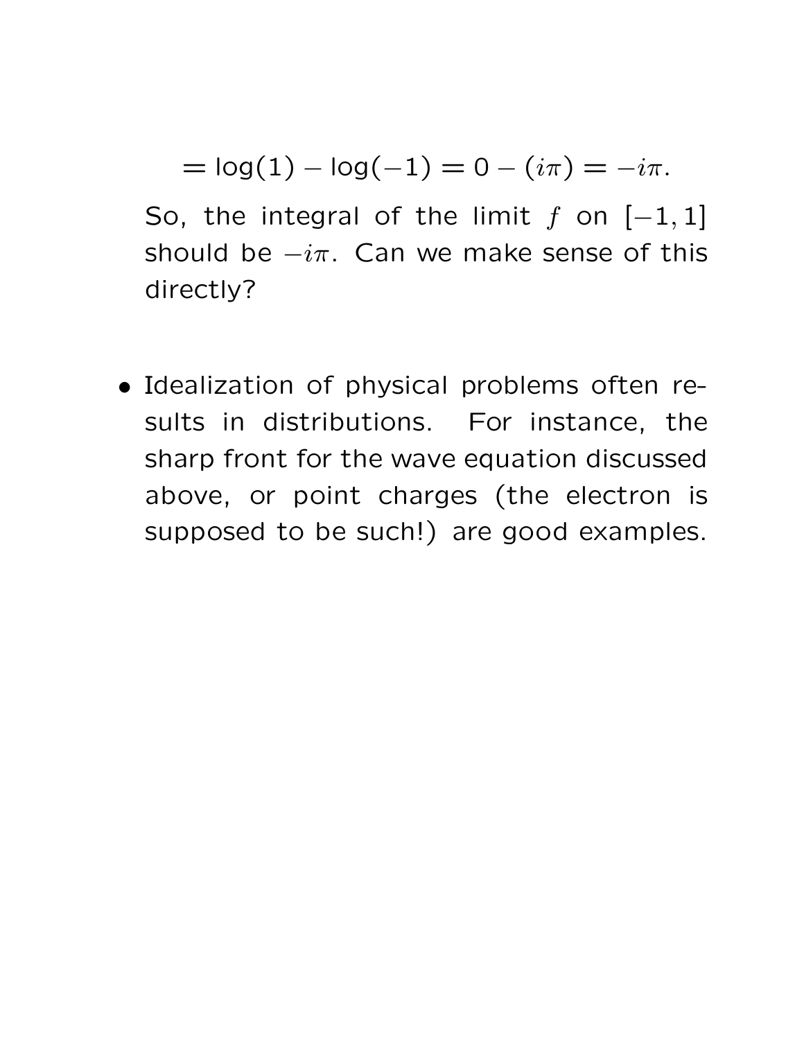$$= \log(1) - \log(-1) = 0 - (i\pi) = -i\pi.$$

So, the integral of the limit $f$ on $[-1, 1]$ should be $-i\pi$. Can we make sense of this directly?

- Idealization of physical problems often results in distributions. For instance, the sharp front for the wave equation discussed above, or point charges (the electron is supposed to be such!) are good examples.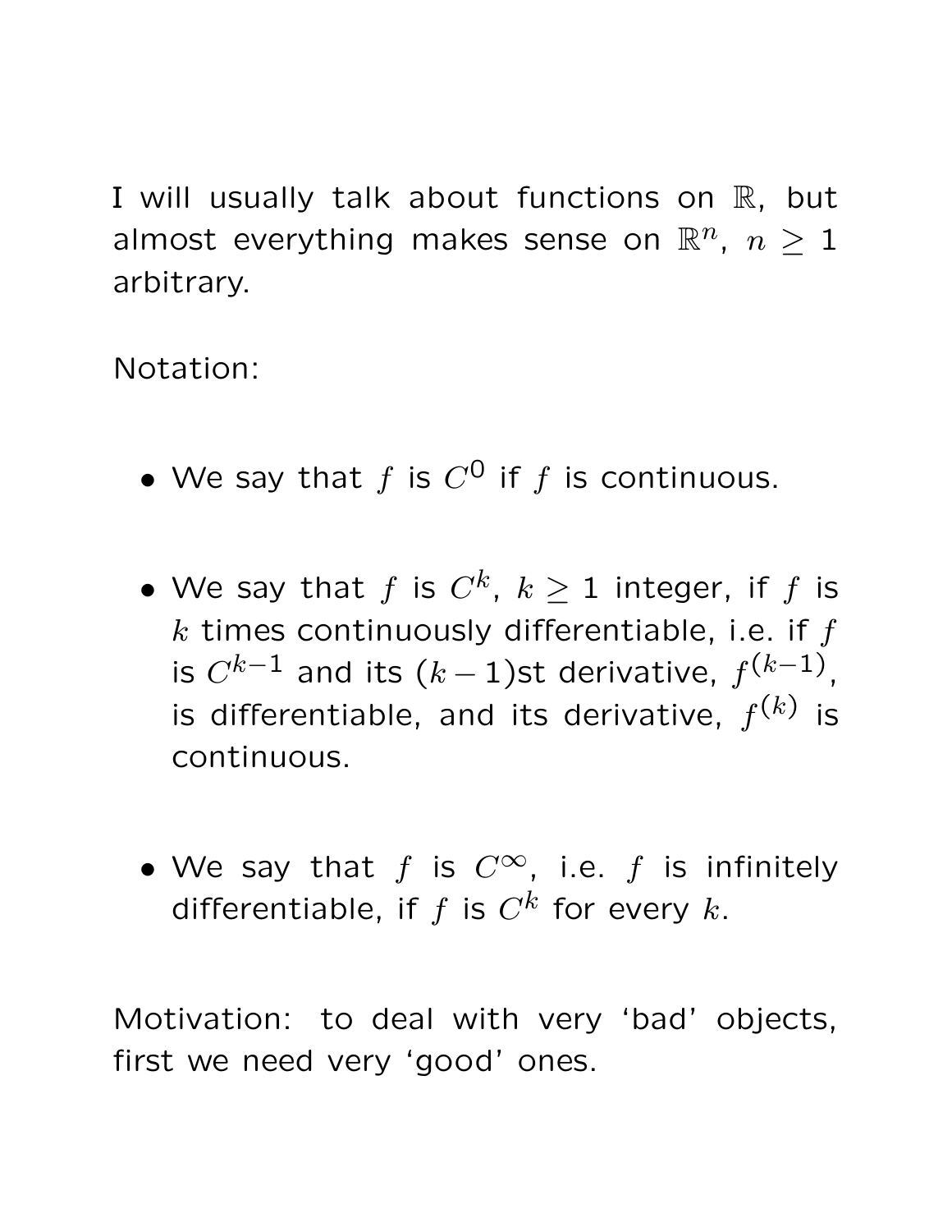I will usually talk about functions on $\mathbb{R}$, but almost everything makes sense on $\mathbb{R}^n$, $n \geq 1$ arbitrary.

Notation:

- We say that $f$ is $C^0$ if $f$ is continuous.
- We say that $f$ is $C^k$, $k \geq 1$ integer, if $f$ is $k$ times continuously differentiable, i.e. if $f$ is $C^{k-1}$ and its $(k-1)$st derivative, $f^{(k-1)}$, is differentiable, and its derivative, $f^{(k)}$ is continuous.
- We say that $f$ is $C^\infty$, i.e. $f$ is infinitely differentiable, if $f$ is $C^k$ for every $k$.

Motivation: to deal with very 'bad' objects, first we need very 'good' ones.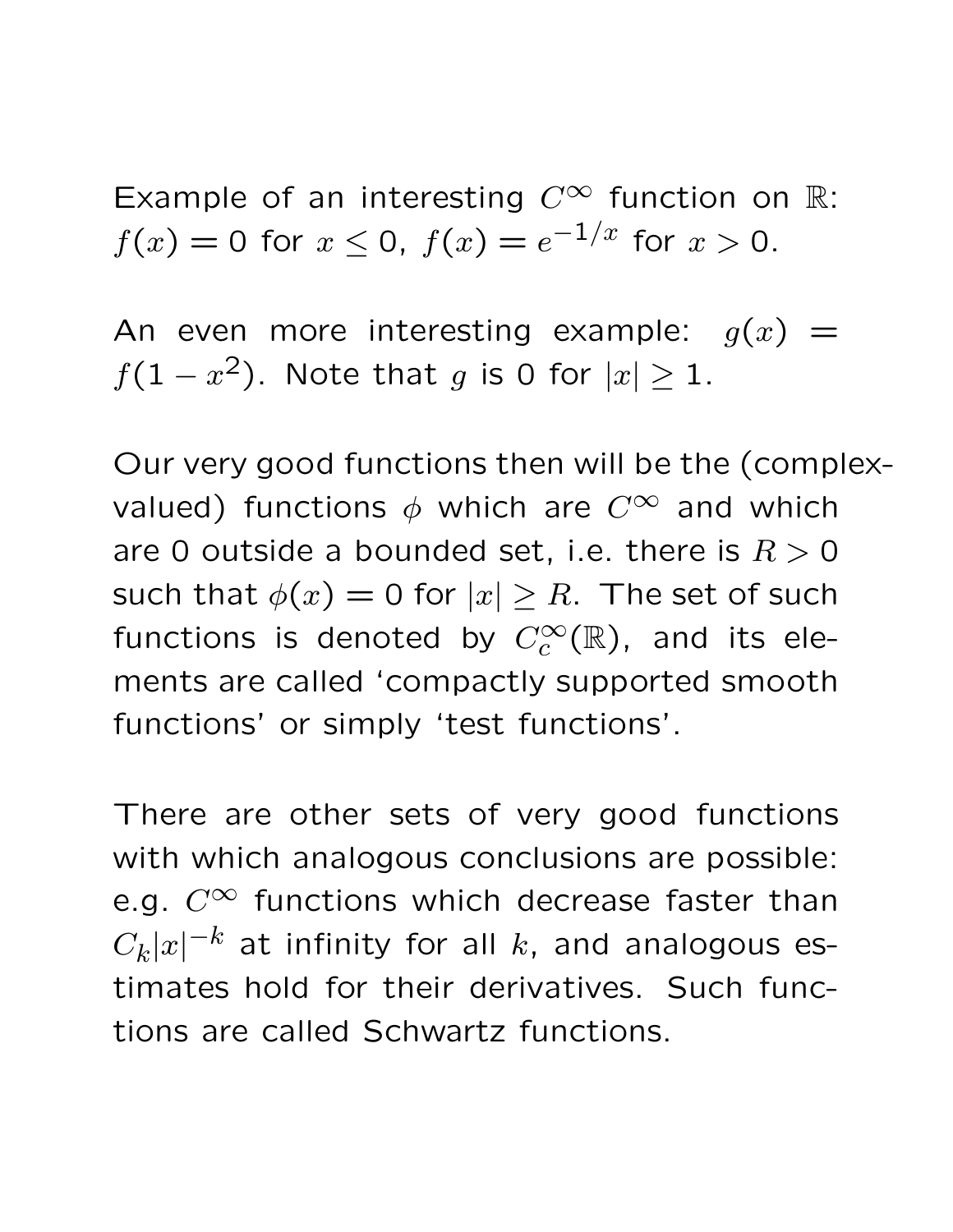Example of an interesting $C^\infty$ function on $\mathbb{R}$: $f(x) = 0$ for $x \leq 0$, $f(x) = e^{-1/x}$ for $x > 0$.

An even more interesting example: $g(x) = f(1 - x^2)$. Note that $g$ is 0 for $|x| \geq 1$.

Our very good functions then will be the (complex-valued) functions $\phi$ which are $C^\infty$ and which are 0 outside a bounded set, i.e. there is $R > 0$ such that $\phi(x) = 0$ for $|x| \geq R$. The set of such functions is denoted by $C_c^\infty(\mathbb{R})$, and its elements are called 'compactly supported smooth functions' or simply 'test functions'.

There are other sets of very good functions with which analogous conclusions are possible: e.g. $C^\infty$ functions which decrease faster than $C_k|x|^{-k}$ at infinity for all $k$, and analogous estimates hold for their derivatives. Such functions are called Schwartz functions.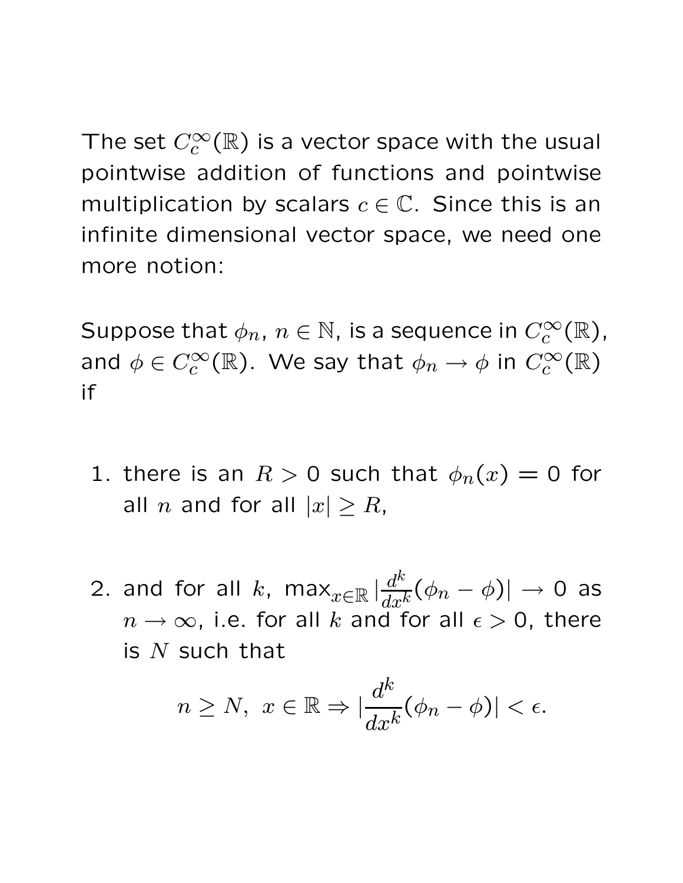The set $C_c^\infty(\mathbb{R})$ is a vector space with the usual pointwise addition of functions and pointwise multiplication by scalars $c \in \mathbb{C}$. Since this is an infinite dimensional vector space, we need one more notion:

Suppose that $\phi_n$, $n \in \mathbb{N}$, is a sequence in $C_c^\infty(\mathbb{R})$, and $\phi \in C_c^\infty(\mathbb{R})$. We say that $\phi_n \to \phi$ in $C_c^\infty(\mathbb{R})$ if

1. there is an $R > 0$ such that $\phi_n(x) = 0$ for all $n$ and for all $|x| \geq R$,

2. and for all $k$, $\max_{x\in\mathbb{R}} |\frac{d^k}{dx^k}(\phi_n - \phi)| \to 0$ as $n \to \infty$, i.e. for all $k$ and for all $\epsilon > 0$, there is $N$ such that

$$n \geq N,\ x \in \mathbb{R} \Rightarrow |\frac{d^k}{dx^k}(\phi_n - \phi)| < \epsilon.$$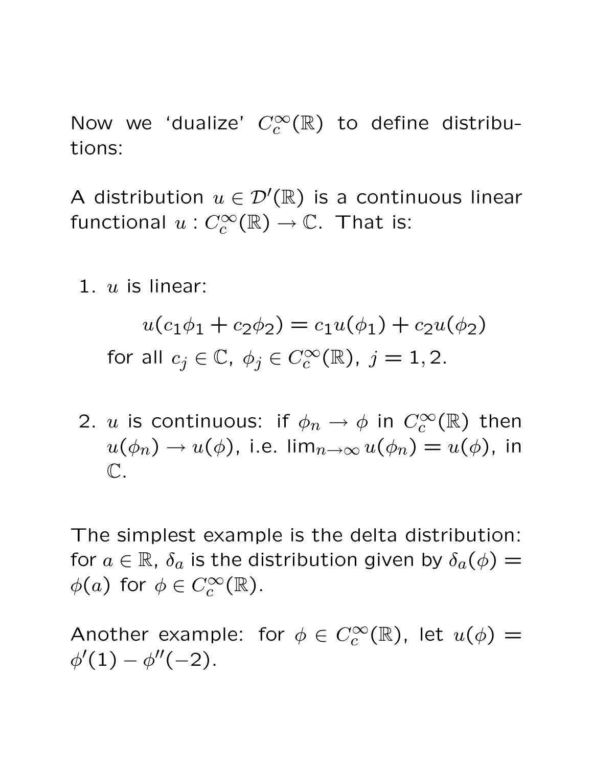Now we 'dualize' $C_c^\infty(\mathbb{R})$ to define distributions:

A distribution $u \in \mathcal{D}'(\mathbb{R})$ is a continuous linear functional $u : C_c^\infty(\mathbb{R}) \to \mathbb{C}$. That is:

1. $u$ is linear:
$$u(c_1\phi_1 + c_2\phi_2) = c_1 u(\phi_1) + c_2 u(\phi_2)$$
for all $c_j \in \mathbb{C}$, $\phi_j \in C_c^\infty(\mathbb{R})$, $j = 1, 2$.

2. $u$ is continuous: if $\phi_n \to \phi$ in $C_c^\infty(\mathbb{R})$ then $u(\phi_n) \to u(\phi)$, i.e. $\lim_{n\to\infty} u(\phi_n) = u(\phi)$, in $\mathbb{C}$.

The simplest example is the delta distribution: for $a \in \mathbb{R}$, $\delta_a$ is the distribution given by $\delta_a(\phi) = \phi(a)$ for $\phi \in C_c^\infty(\mathbb{R})$.

Another example: for $\phi \in C_c^\infty(\mathbb{R})$, let $u(\phi) = \phi'(1) - \phi''(-2)$.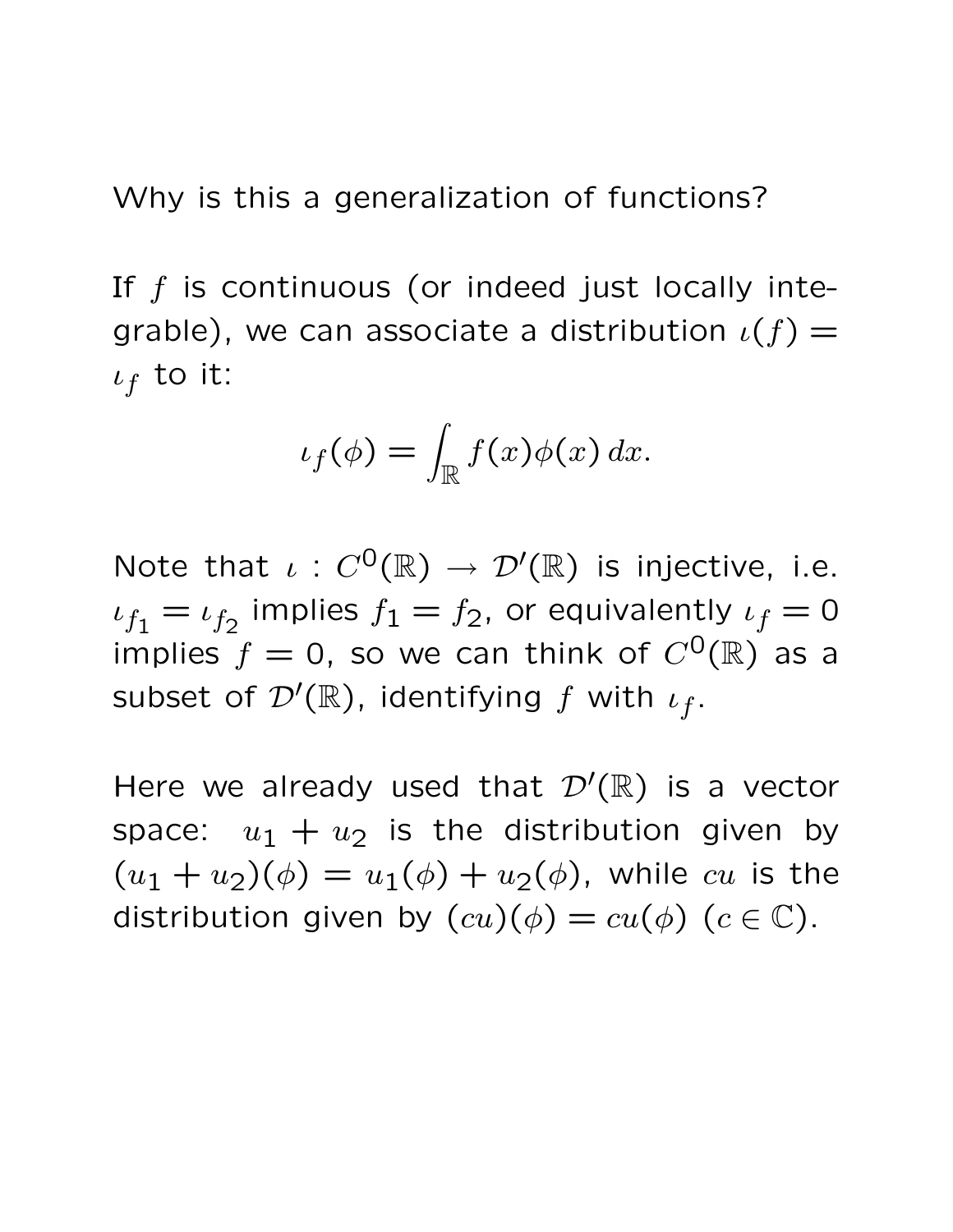Why is this a generalization of functions?

If $f$ is continuous (or indeed just locally integrable), we can associate a distribution $\iota(f) = \iota_f$ to it:

$$\iota_f(\phi) = \int_{\mathbb{R}} f(x)\phi(x)\,dx.$$

Note that $\iota : C^0(\mathbb{R}) \to \mathcal{D}'(\mathbb{R})$ is injective, i.e. $\iota_{f_1} = \iota_{f_2}$ implies $f_1 = f_2$, or equivalently $\iota_f = 0$ implies $f = 0$, so we can think of $C^0(\mathbb{R})$ as a subset of $\mathcal{D}'(\mathbb{R})$, identifying $f$ with $\iota_f$.

Here we already used that $\mathcal{D}'(\mathbb{R})$ is a vector space: $u_1 + u_2$ is the distribution given by $(u_1 + u_2)(\phi) = u_1(\phi) + u_2(\phi)$, while $cu$ is the distribution given by $(cu)(\phi) = cu(\phi)$ ($c \in \mathbb{C}$).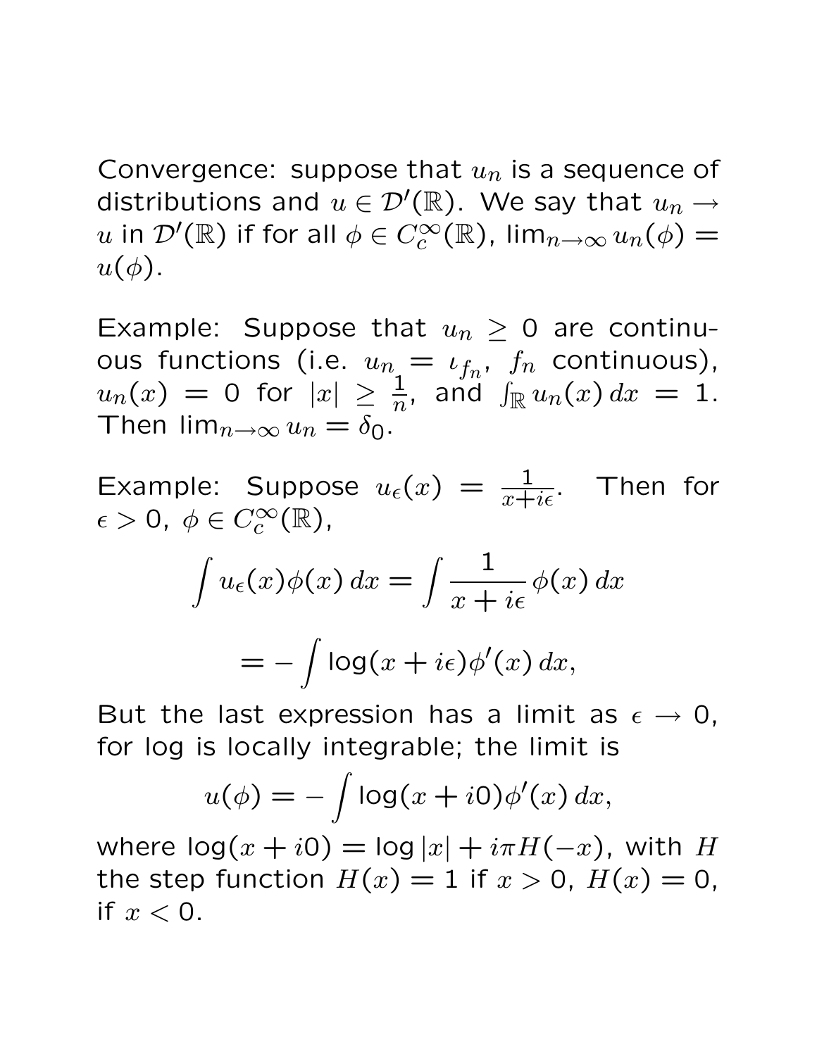Convergence: suppose that $u_n$ is a sequence of distributions and $u \in \mathcal{D}'(\mathbb{R})$. We say that $u_n \to u$ in $\mathcal{D}'(\mathbb{R})$ if for all $\phi \in C_c^\infty(\mathbb{R})$, $\lim_{n\to\infty} u_n(\phi) = u(\phi)$.

Example: Suppose that $u_n \geq 0$ are continuous functions (i.e. $u_n = \iota_{f_n}$, $f_n$ continuous), $u_n(x) = 0$ for $|x| \geq \frac{1}{n}$, and $\int_{\mathbb{R}} u_n(x)\,dx = 1$. Then $\lim_{n\to\infty} u_n = \delta_0$.

Example: Suppose $u_\epsilon(x) = \frac{1}{x+i\epsilon}$. Then for $\epsilon > 0$, $\phi \in C_c^\infty(\mathbb{R})$,

$$\int u_\epsilon(x)\phi(x)\,dx = \int \frac{1}{x+i\epsilon}\,\phi(x)\,dx$$

$$= -\int \log(x+i\epsilon)\phi'(x)\,dx,$$

But the last expression has a limit as $\epsilon \to 0$, for log is locally integrable; the limit is

$$u(\phi) = -\int \log(x+i0)\phi'(x)\,dx,$$

where $\log(x+i0) = \log|x| + i\pi H(-x)$, with $H$ the step function $H(x) = 1$ if $x > 0$, $H(x) = 0$, if $x < 0$.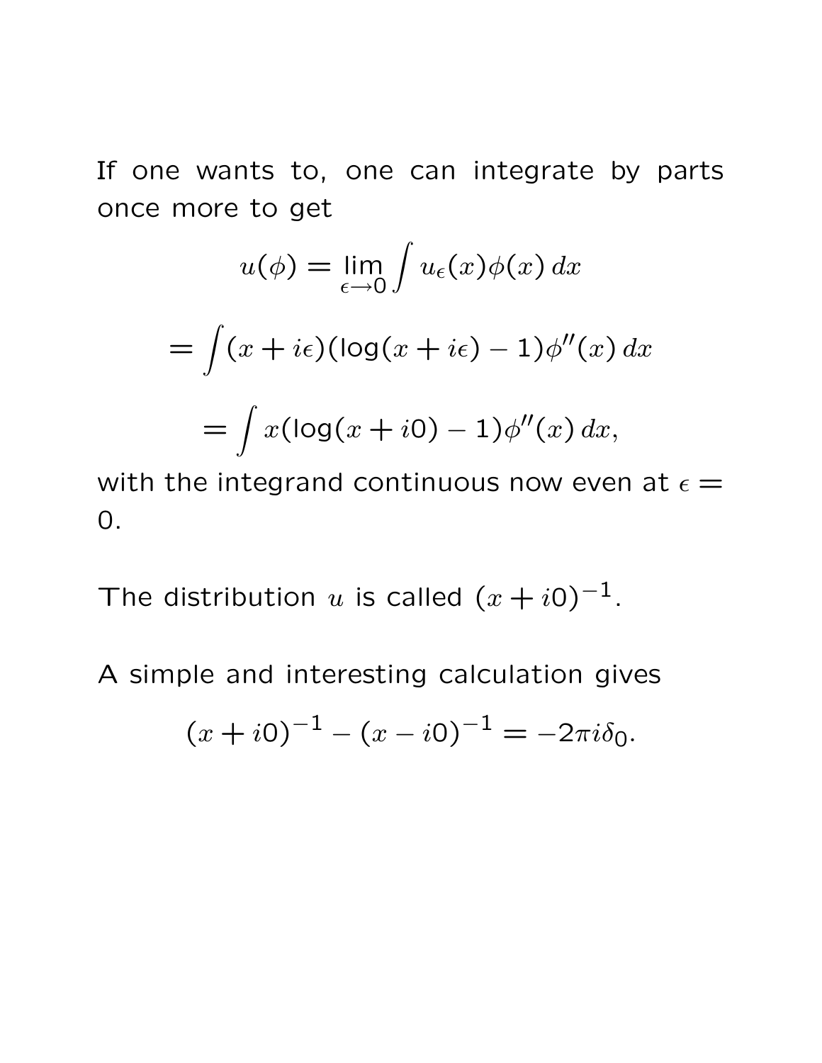If one wants to, one can integrate by parts once more to get

$$u(\phi) = \lim_{\epsilon \to 0} \int u_\epsilon(x)\phi(x)\,dx$$

$$= \int (x + i\epsilon)(\log(x + i\epsilon) - 1)\phi''(x)\,dx$$

$$= \int x(\log(x + i0) - 1)\phi''(x)\,dx,$$

with the integrand continuous now even at $\epsilon = 0$.

The distribution $u$ is called $(x + i0)^{-1}$.

A simple and interesting calculation gives

$$(x + i0)^{-1} - (x - i0)^{-1} = -2\pi i \delta_0.$$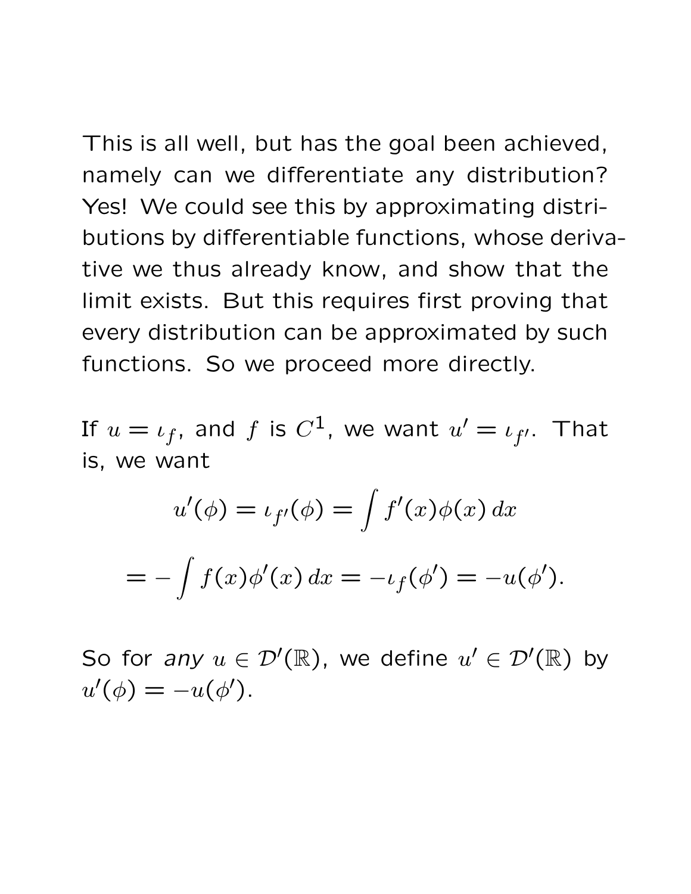This is all well, but has the goal been achieved, namely can we differentiate any distribution? Yes! We could see this by approximating distributions by differentiable functions, whose derivative we thus already know, and show that the limit exists. But this requires first proving that every distribution can be approximated by such functions. So we proceed more directly.

If $u = \iota_f$, and $f$ is $C^1$, we want $u' = \iota_{f'}$. That is, we want

$$u'(\phi) = \iota_{f'}(\phi) = \int f'(x)\phi(x)\,dx$$

$$= -\int f(x)\phi'(x)\,dx = -\iota_f(\phi') = -u(\phi').$$

So for *any* $u \in \mathcal{D}'(\mathbb{R})$, we define $u' \in \mathcal{D}'(\mathbb{R})$ by $u'(\phi) = -u(\phi')$.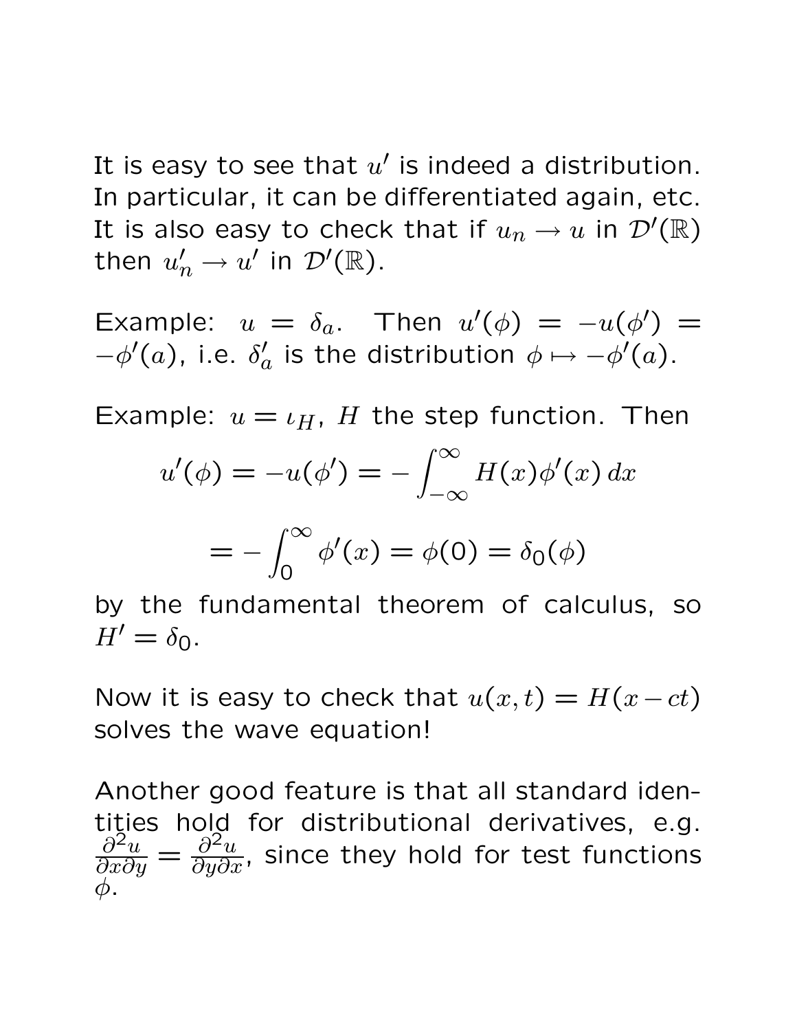It is easy to see that $u'$ is indeed a distribution. In particular, it can be differentiated again, etc. It is also easy to check that if $u_n \to u$ in $\mathcal{D}'(\mathbb{R})$ then $u_n' \to u'$ in $\mathcal{D}'(\mathbb{R})$.

Example: $u = \delta_a$. Then $u'(\phi) = -u(\phi') = -\phi'(a)$, i.e. $\delta_a'$ is the distribution $\phi \mapsto -\phi'(a)$.

Example: $u = \iota_H$, $H$ the step function. Then

$$u'(\phi) = -u(\phi') = -\int_{-\infty}^{\infty} H(x)\phi'(x)\,dx$$

$$= -\int_0^{\infty} \phi'(x) = \phi(0) = \delta_0(\phi)$$

by the fundamental theorem of calculus, so $H' = \delta_0$.

Now it is easy to check that $u(x,t) = H(x - ct)$ solves the wave equation!

Another good feature is that all standard identities hold for distributional derivatives, e.g. $\frac{\partial^2 u}{\partial x \partial y} = \frac{\partial^2 u}{\partial y \partial x}$, since they hold for test functions $\phi$.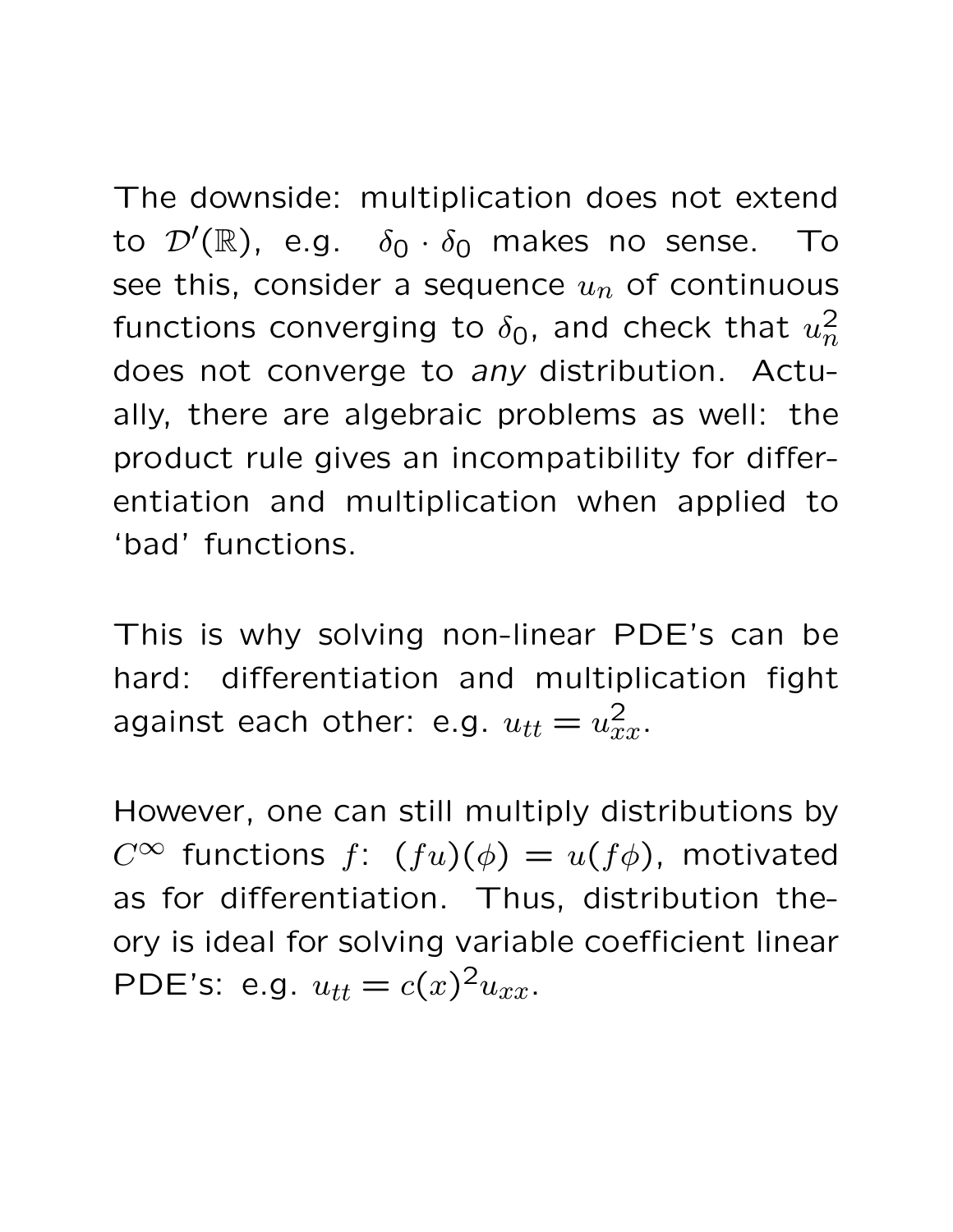The downside: multiplication does not extend to $\mathcal{D}'(\mathbb{R})$, e.g. $\delta_0 \cdot \delta_0$ makes no sense. To see this, consider a sequence $u_n$ of continuous functions converging to $\delta_0$, and check that $u_n^2$ does not converge to *any* distribution. Actually, there are algebraic problems as well: the product rule gives an incompatibility for differentiation and multiplication when applied to 'bad' functions.

This is why solving non-linear PDE's can be hard: differentiation and multiplication fight against each other: e.g. $u_{tt} = u_{xx}^2$.

However, one can still multiply distributions by $C^\infty$ functions $f$: $(fu)(\phi) = u(f\phi)$, motivated as for differentiation. Thus, distribution theory is ideal for solving variable coefficient linear PDE's: e.g. $u_{tt} = c(x)^2 u_{xx}$.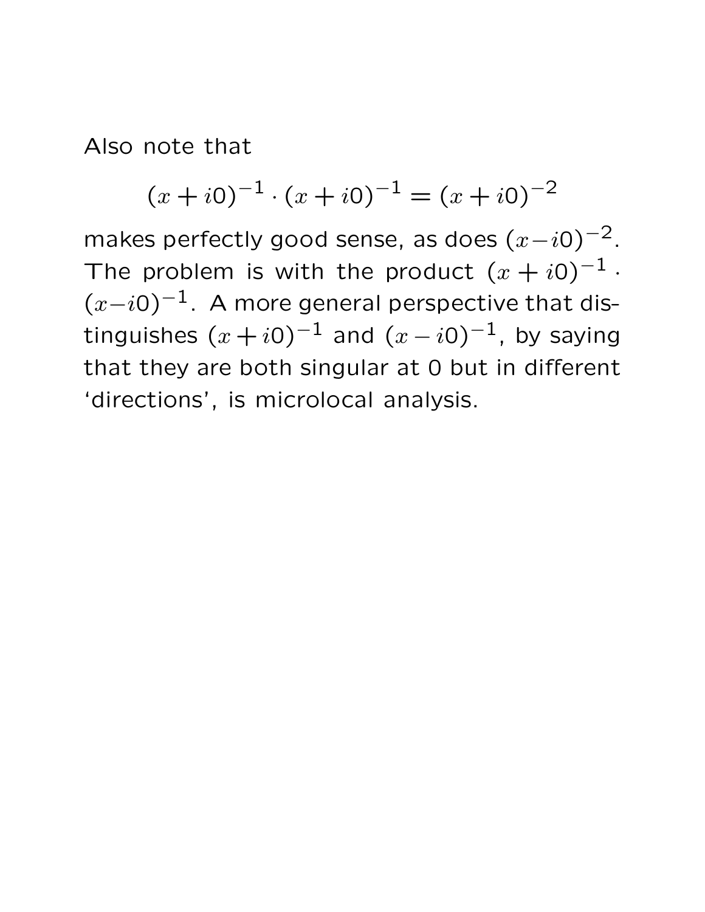Also note that

$$(x + i0)^{-1} \cdot (x + i0)^{-1} = (x + i0)^{-2}$$

makes perfectly good sense, as does $(x - i0)^{-2}$. The problem is with the product $(x + i0)^{-1} \cdot (x - i0)^{-1}$. A more general perspective that distinguishes $(x + i0)^{-1}$ and $(x - i0)^{-1}$, by saying that they are both singular at 0 but in different 'directions', is microlocal analysis.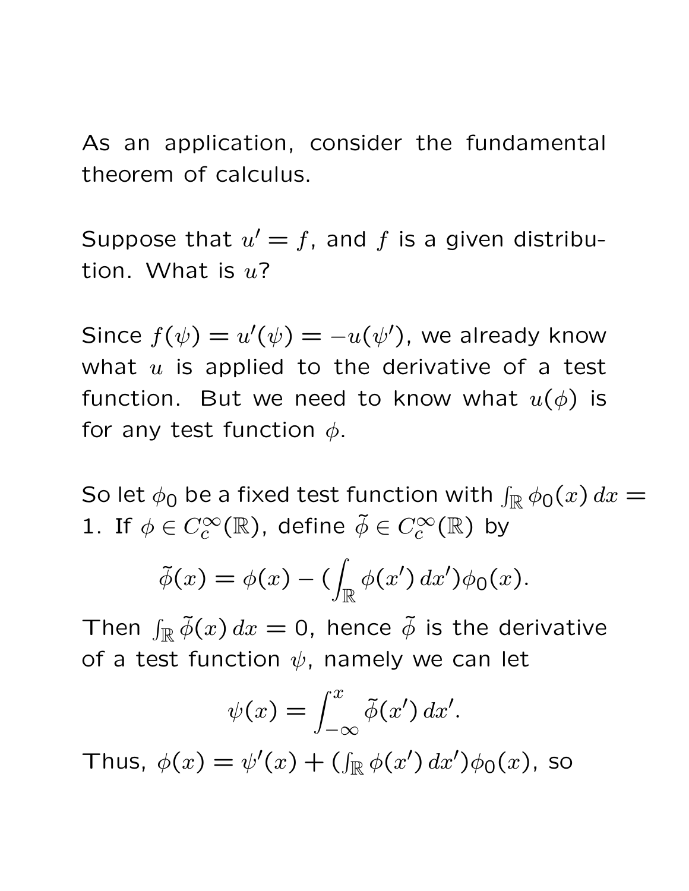As an application, consider the fundamental theorem of calculus.

Suppose that $u' = f$, and $f$ is a given distribution. What is $u$?

Since $f(\psi) = u'(\psi) = -u(\psi')$, we already know what $u$ is applied to the derivative of a test function. But we need to know what $u(\phi)$ is for any test function $\phi$.

So let $\phi_0$ be a fixed test function with $\int_{\mathbb{R}} \phi_0(x)\, dx = 1$. If $\phi \in C_c^\infty(\mathbb{R})$, define $\tilde{\phi} \in C_c^\infty(\mathbb{R})$ by

$$\tilde{\phi}(x) = \phi(x) - (\int_{\mathbb{R}} \phi(x')\, dx')\phi_0(x).$$

Then $\int_{\mathbb{R}} \tilde{\phi}(x)\, dx = 0$, hence $\tilde{\phi}$ is the derivative of a test function $\psi$, namely we can let

$$\psi(x) = \int_{-\infty}^{x} \tilde{\phi}(x')\, dx'.$$

Thus, $\phi(x) = \psi'(x) + (\int_{\mathbb{R}} \phi(x')\, dx')\phi_0(x)$, so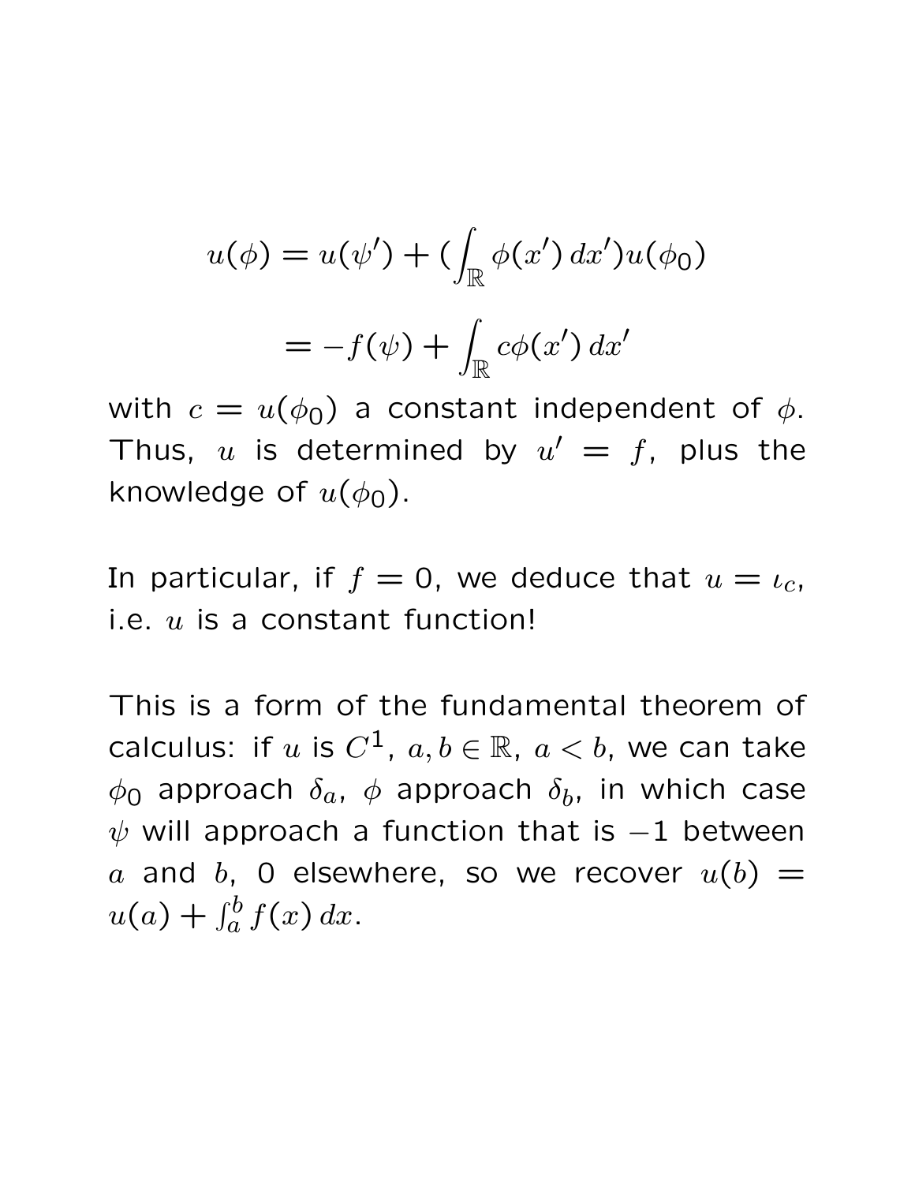$$u(\phi) = u(\psi') + (\int_{\mathbb{R}} \phi(x')\,dx')u(\phi_0)$$

$$= -f(\psi) + \int_{\mathbb{R}} c\phi(x')\,dx'$$

with $c = u(\phi_0)$ a constant independent of $\phi$. Thus, $u$ is determined by $u' = f$, plus the knowledge of $u(\phi_0)$.

In particular, if $f = 0$, we deduce that $u = \iota_c$, i.e. $u$ is a constant function!

This is a form of the fundamental theorem of calculus: if $u$ is $C^1$, $a, b \in \mathbb{R}$, $a < b$, we can take $\phi_0$ approach $\delta_a$, $\phi$ approach $\delta_b$, in which case $\psi$ will approach a function that is $-1$ between $a$ and $b$, 0 elsewhere, so we recover $u(b) = u(a) + \int_a^b f(x)\,dx$.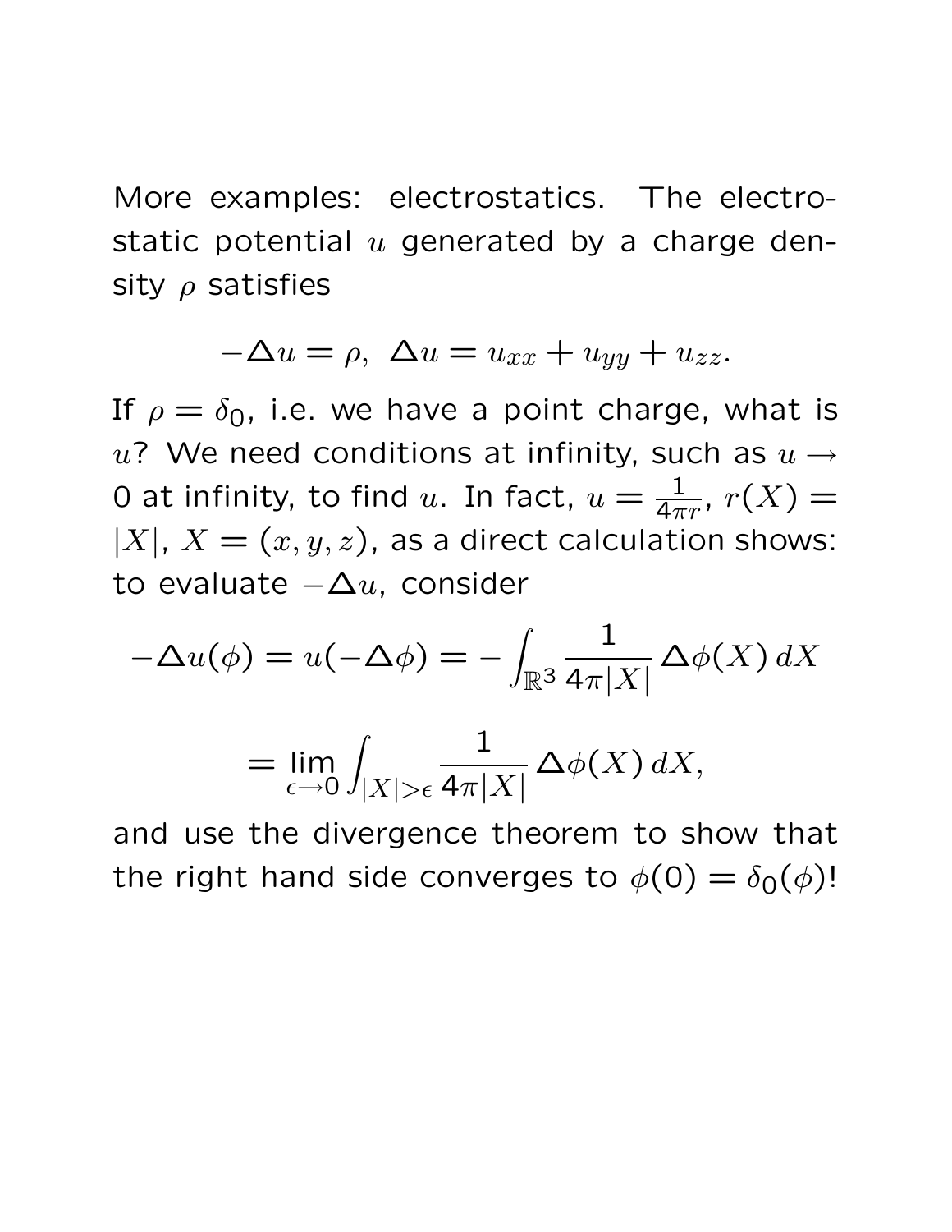More examples: electrostatics. The electrostatic potential $u$ generated by a charge density $\rho$ satisfies

$$-\Delta u = \rho, \;\; \Delta u = u_{xx} + u_{yy} + u_{zz}.$$

If $\rho = \delta_0$, i.e. we have a point charge, what is $u$? We need conditions at infinity, such as $u \to 0$ at infinity, to find $u$. In fact, $u = \frac{1}{4\pi r}$, $r(X) = |X|$, $X = (x, y, z)$, as a direct calculation shows: to evaluate $-\Delta u$, consider

$$-\Delta u(\phi) = u(-\Delta\phi) = -\int_{\mathbb{R}^3} \frac{1}{4\pi|X|}\,\Delta\phi(X)\,dX$$

$$= \lim_{\epsilon\to 0}\int_{|X|>\epsilon} \frac{1}{4\pi|X|}\,\Delta\phi(X)\,dX,$$

and use the divergence theorem to show that the right hand side converges to $\phi(0) = \delta_0(\phi)$!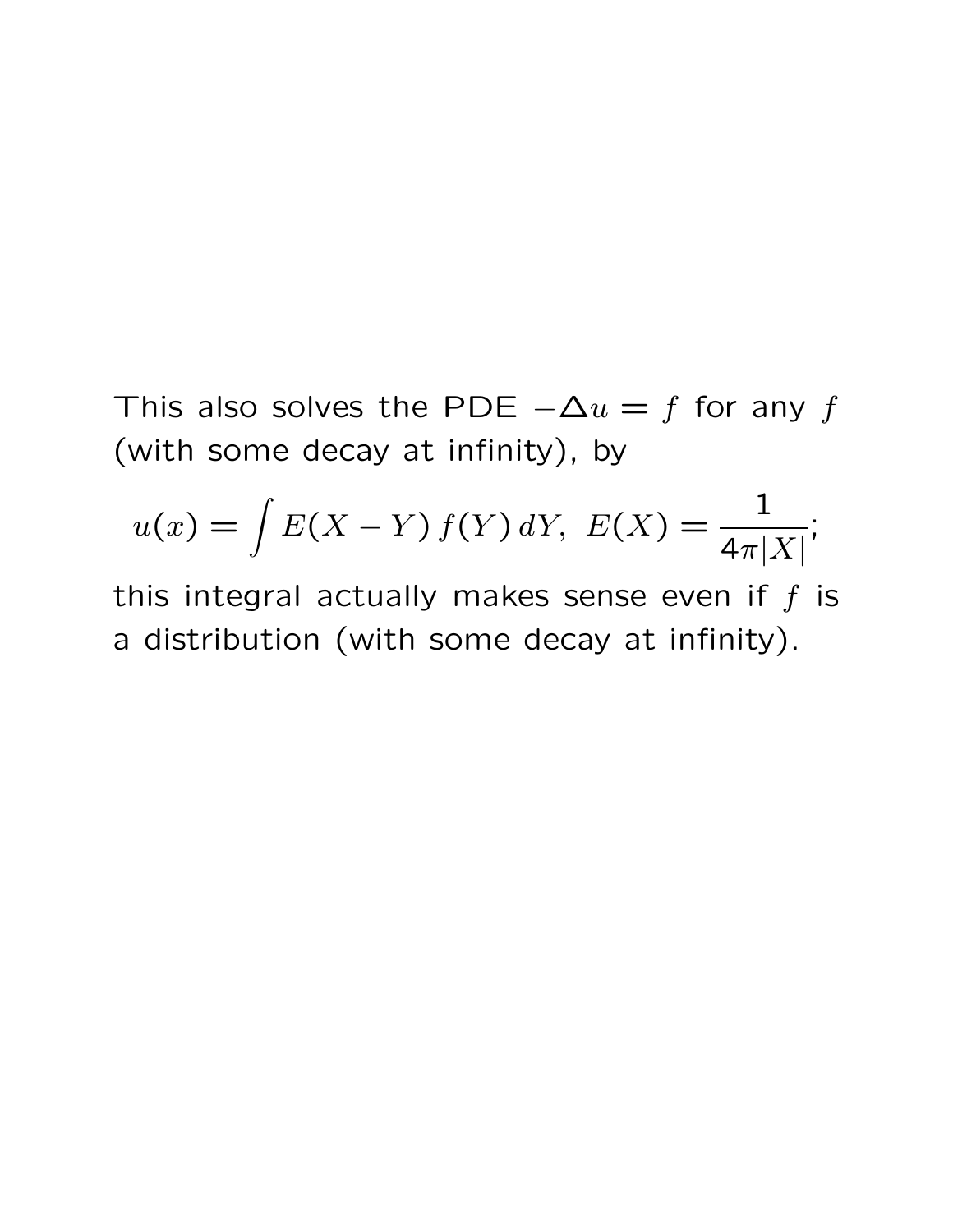This also solves the PDE $-\Delta u = f$ for any $f$ (with some decay at infinity), by

$$u(x) = \int E(X - Y)\, f(Y)\, dY,\ E(X) = \frac{1}{4\pi |X|};$$

this integral actually makes sense even if $f$ is a distribution (with some decay at infinity).